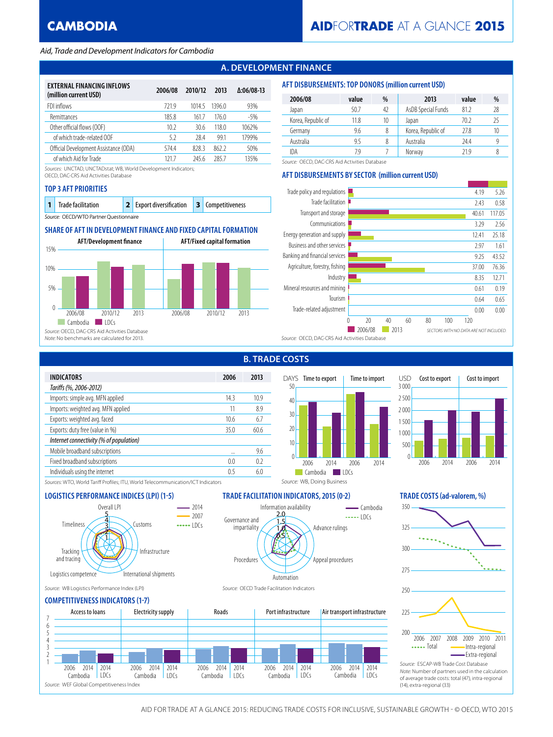# CAMBODIA

*Aid, Trade and Development Indicators for Cambodia*

## A. DEVELOPMENT FINANCE

| EXTERNAL FINANCING INFLOWS (million current USD) | 2006/08 | 2010/12 | 2013 | Δ:06/08-13 |
|---|---|---|---|---|
| FDI inflows | 721.9 | 1014.5 | 1396.0 | 93% |
| Remittances | 185.8 | 161.7 | 176.0 | -5% |
| Other official flows (OOF) | 10.2 | 30.6 | 118.0 | 1062% |
| of which trade-related OOF | 5.2 | 28.4 | 99.1 | 1799% |
| Official Development Assistance (ODA) | 574.4 | 828.3 | 862.2 | 50% |
| of which Aid for Trade | 121.7 | 245.6 | 285.7 | 135% |

Sources: UNCTAD, UNCTADstat; WB, World Development Indicators; OECD, DAC-CRS Aid Activities Database

### TOP 3 AFT PRIORITIES

| 1 | Trade facilitation | 2 | Export diversification | 3 | Competitiveness |
|---|---|---|---|---|---|

Source: OECD/WTO Partner Questionnaire

### SHARE OF AFT IN DEVELOPMENT FINANCE AND FIXED CAPITAL FORMATION

AFT/Development finance; AFT/Fixed capital formation (Cambodia, LDCs; 2006/08, 2010/12, 2013)

Source: OECD, DAC-CRS Aid Activities Database
Note: No benchmarks are calculated for 2013.

### AFT DISBURSEMENTS: TOP DONORS (million current USD)

| 2006/08 | value | % | 2013 | value | % |
|---|---|---|---|---|---|
| Japan | 50.7 | 42 | AsDB Special Funds | 81.2 | 28 |
| Korea, Republic of | 11.8 | 10 | Japan | 70.2 | 25 |
| Germany | 9.6 | 8 | Korea, Republic of | 27.8 | 10 |
| Australia | 9.5 | 8 | Australia | 24.4 | 9 |
| IDA | 7.9 | 7 | Norway | 21.9 | 8 |

Source: OECD, DAC-CRS Aid Activities Database

### AFT DISBURSEMENTS BY SECTOR (million current USD)

| Sector | 2006/08 | 2013 |
|---|---|---|
| Trade policy and regulations | 4.19 | 5.26 |
| Trade facilitation | 2.43 | 0.58 |
| Transport and storage | 40.61 | 117.05 |
| Communications | 3.29 | 2.56 |
| Energy generation and supply | 12.41 | 25.18 |
| Business and other services | 2.97 | 1.61 |
| Banking and financial services | 9.25 | 43.52 |
| Agriculture, forestry, fishing | 37.00 | 76.36 |
| Industry | 8.35 | 12.71 |
| Mineral resources and mining | 0.61 | 0.19 |
| Tourism | 0.64 | 0.65 |
| Trade-related adjustment | 0.00 | 0.00 |

SECTORS WITH NO DATA ARE NOT INCLUDED.

Source: OECD, DAC-CRS Aid Activities Database

## B. TRADE COSTS

| INDICATORS | 2006 | 2013 |
|---|---|---|
| *Tariffs (%, 2006-2012)* | | |
| Imports: simple avg. MFN applied | 14.3 | 10.9 |
| Imports: weighted avg. MFN applied | 11 | 8.9 |
| Exports: weighted avg. faced | 10.6 | 6.7 |
| Exports: duty free (value in %) | 35.0 | 60.6 |
| *Internet connectivity (% of population)* | | |
| Mobile broadband subscriptions | ... | 9.6 |
| Fixed broadband subscriptions | 0.0 | 0.2 |
| Individuals using the internet | 0.5 | 6.0 |

Sources: WTO, World Tariff Profiles; ITU, World Telecommunication/ICT Indicators

Time to export / Time to import (DAYS); Cost to export / Cost to import (USD) — 2006, 2014; Cambodia, LDCs

Source: WB, Doing Business

### LOGISTICS PERFORMANCE INDICES (LPI) (1-5)

Overall LPI, Customs, Infrastructure, International shipments, Logistics competence, Tracking and tracing, Timeliness — 2014, 2007, LDCs

Source: WB Logistics Performance Index (LPI)

### TRADE FACILITATION INDICATORS, 2015 (0-2)

Information availability, Advance rulings, Appeal procedures, Automation, Procedures, Governance and impartiality — Cambodia, LDCs

Source: OECD Trade Facilitation Indicators

### TRADE COSTS (ad-valorem, %)

Total, Intra-regional, Extra-regional (2006–2011)

Source: ESCAP-WB Trade Cost Database
Note: Number of partners used in the calculation of average trade costs: total (47), intra-regional (14), extra-regional (33)

### COMPETITIVENESS INDICATORS (1-7)

Access to loans, Electricity supply, Roads, Port infrastructure, Air transport infrastructure — 2006 Cambodia, 2014 Cambodia, 2014 LDCs

Source: WEF Global Competitiveness Index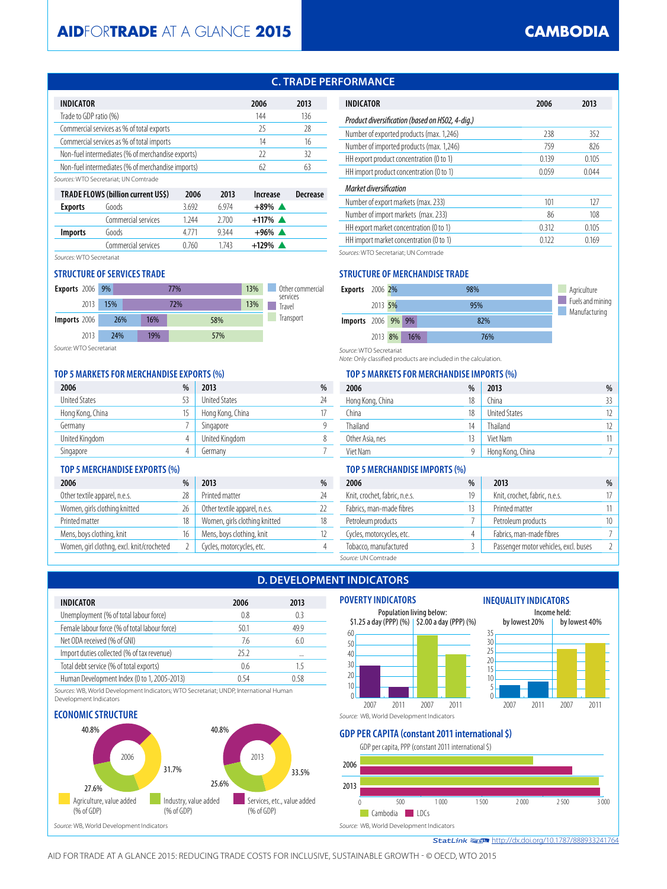# AIDFORTRADE AT A GLANCE 2015 — CAMBODIA

## C. TRADE PERFORMANCE

| INDICATOR | 2006 | 2013 |
|---|---|---|
| Trade to GDP ratio (%) | 144 | 136 |
| Commercial services as % of total exports | 25 | 28 |
| Commercial services as % of total imports | 14 | 16 |
| Non-fuel intermediates (% of merchandise exports) | 22 | 32 |
| Non-fuel intermediates (% of merchandise imports) | 62 | 63 |

*Sources:* WTO Secretariat; UN Comtrade

| TRADE FLOWS (billion current US$) | | 2006 | 2013 | Increase | Decrease |
|---|---|---|---|---|---|
| **Exports** | Goods | 3.692 | 6.974 | **+89%** ▲ | |
| | Commercial services | 1.244 | 2.700 | **+117%** ▲ | |
| **Imports** | Goods | 4.771 | 9.344 | **+96%** ▲ | |
| | Commercial services | 0.760 | 1.743 | **+129%** ▲ | |

*Sources:* WTO Secretariat

| INDICATOR | 2006 | 2013 |
|---|---|---|
| *Product diversification (based on HS02, 4-dig.)* | | |
| Number of exported products (max. 1,246) | 238 | 352 |
| Number of imported products (max. 1,246) | 759 | 826 |
| HH export product concentration (0 to 1) | 0.139 | 0.105 |
| HH import product concentration (0 to 1) | 0.059 | 0.044 |
| *Market diversification* | | |
| Number of export markets (max. 233) | 101 | 127 |
| Number of import markets (max. 233) | 86 | 108 |
| HH export market concentration (0 to 1) | 0.312 | 0.105 |
| HH import market concentration (0 to 1) | 0.122 | 0.169 |

*Sources:* WTO Secretariat; UN Comtrade

### STRUCTURE OF SERVICES TRADE

Exports 2006: 9% 77% 13%
2013: 15% 72% 13%
Imports 2006: 26% 16% 58%
2013: 24% 19% 57%
Other commercial services
Travel
Transport

*Source:* WTO Secretariat

### STRUCTURE OF MERCHANDISE TRADE

Exports 2006: 2% 98%
2013: 5% 95%
Imports 2006: 9% 9% 82%
2013: 8% 16% 76%
Agriculture
Fuels and mining
Manufacturing

*Source:* WTO Secretariat
*Note:* Only classified products are included in the calculation.

### TOP 5 MARKETS FOR MERCHANDISE EXPORTS (%)

| 2006 | % | 2013 | % |
|---|---|---|---|
| United States | 53 | United States | 24 |
| Hong Kong, China | 15 | Hong Kong, China | 17 |
| Germany | 7 | Singapore | 9 |
| United Kingdom | 4 | United Kingdom | 8 |
| Singapore | 4 | Germany | 7 |

### TOP 5 MARKETS FOR MERCHANDISE IMPORTS (%)

| 2006 | % | 2013 | % |
|---|---|---|---|
| Hong Kong, China | 18 | China | 33 |
| China | 18 | United States | 12 |
| Thailand | 14 | Thailand | 12 |
| Other Asia, nes | 13 | Viet Nam | 11 |
| Viet Nam | 9 | Hong Kong, China | 7 |

### TOP 5 MERCHANDISE EXPORTS (%)

| 2006 | % | 2013 | % |
|---|---|---|---|
| Other textile apparel, n.e.s. | 28 | Printed matter | 24 |
| Women, girls clothing knitted | 26 | Other textile apparel, n.e.s. | 22 |
| Printed matter | 18 | Women, girls clothing knitted | 18 |
| Mens, boys clothing, knit | 16 | Mens, boys clothing, knit | 12 |
| Women, girl clothng, excl. knit/crocheted | 2 | Cycles, motorcycles, etc. | 4 |

### TOP 5 MERCHANDISE IMPORTS (%)

| 2006 | % | 2013 | % |
|---|---|---|---|
| Knit, crochet, fabric, n.e.s. | 19 | Knit, crochet, fabric, n.e.s. | 17 |
| Fabrics, man-made fibres | 13 | Printed matter | 11 |
| Petroleum products | 7 | Petroleum products | 10 |
| Cycles, motorcycles, etc. | 4 | Fabrics, man-made fibres | 7 |
| Tobacco, manufactured | 3 | Passenger motor vehicles, excl. buses | 2 |

*Source:* UN Comtrade

## D. DEVELOPMENT INDICATORS

| INDICATOR | 2006 | 2013 |
|---|---|---|
| Unemployment (% of total labour force) | 0.8 | 0.3 |
| Female labour force (% of total labour force) | 50.1 | 49.9 |
| Net ODA received (% of GNI) | 7.6 | 6.0 |
| Import duties collected (% of tax revenue) | 25.2 | ... |
| Total debt service (% of total exports) | 0.6 | 1.5 |
| Human Development Index (0 to 1, 2005-2013) | 0.54 | 0.58 |

*Sources:* WB, World Development Indicators; WTO Secretariat; UNDP, International Human Development Indicators

### POVERTY INDICATORS

Population living below:
$1.25 a day (PPP) (%) | $2.00 a day (PPP) (%)
60 50 40 30 20 10 0
2007 2011 2007 2011

### INEQUALITY INDICATORS

Income held:
by lowest 20% | by lowest 40%
35 30 25 20 15 10 5 0
2007 2011 2007 2011

*Source:* WB, World Development Indicators

### ECONOMIC STRUCTURE

2006: 40.8% 31.7% 27.6%
2013: 40.8% 33.5% 25.6%
Agriculture, value added (% of GDP)
Industry, value added (% of GDP)
Services, etc., value added (% of GDP)

*Source:* WB, World Development Indicators

### GDP PER CAPITA (constant 2011 international $)

GDP per capita, PPP (constant 2011 international $)
2006
2013
0 500 1 000 1 500 2 000 2 500 3 000
Cambodia
LDCs

*Source:* WB, World Development Indicators

StatLink http://dx.doi.org/10.1787/888933241764

AID FOR TRADE AT A GLANCE 2015: REDUCING TRADE COSTS FOR INCLUSIVE, SUSTAINABLE GROWTH - © OECD, WTO 2015